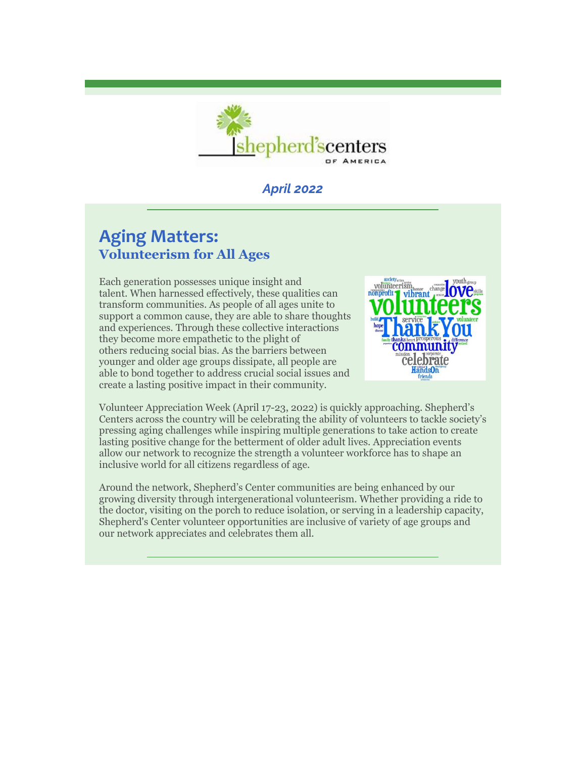shepherd's centers OF AMERICA

*April 2022*

# Aging Matters:
## Volunteerism for All Ages

Each generation possesses unique insight and talent. When harnessed effectively, these qualities can transform communities. As people of all ages unite to support a common cause, they are able to share thoughts and experiences. Through these collective interactions they become more empathetic to the plight of others reducing social bias. As the barriers between younger and older age groups dissipate, all people are able to bond together to address crucial social issues and create a lasting positive impact in their community.

Volunteer Appreciation Week (April 17-23, 2022) is quickly approaching. Shepherd's Centers across the country will be celebrating the ability of volunteers to tackle society's pressing aging challenges while inspiring multiple generations to take action to create lasting positive change for the betterment of older adult lives. Appreciation events allow our network to recognize the strength a volunteer workforce has to shape an inclusive world for all citizens regardless of age.

Around the network, Shepherd's Center communities are being enhanced by our growing diversity through intergenerational volunteerism. Whether providing a ride to the doctor, visiting on the porch to reduce isolation, or serving in a leadership capacity, Shepherd's Center volunteer opportunities are inclusive of variety of age groups and our network appreciates and celebrates them all.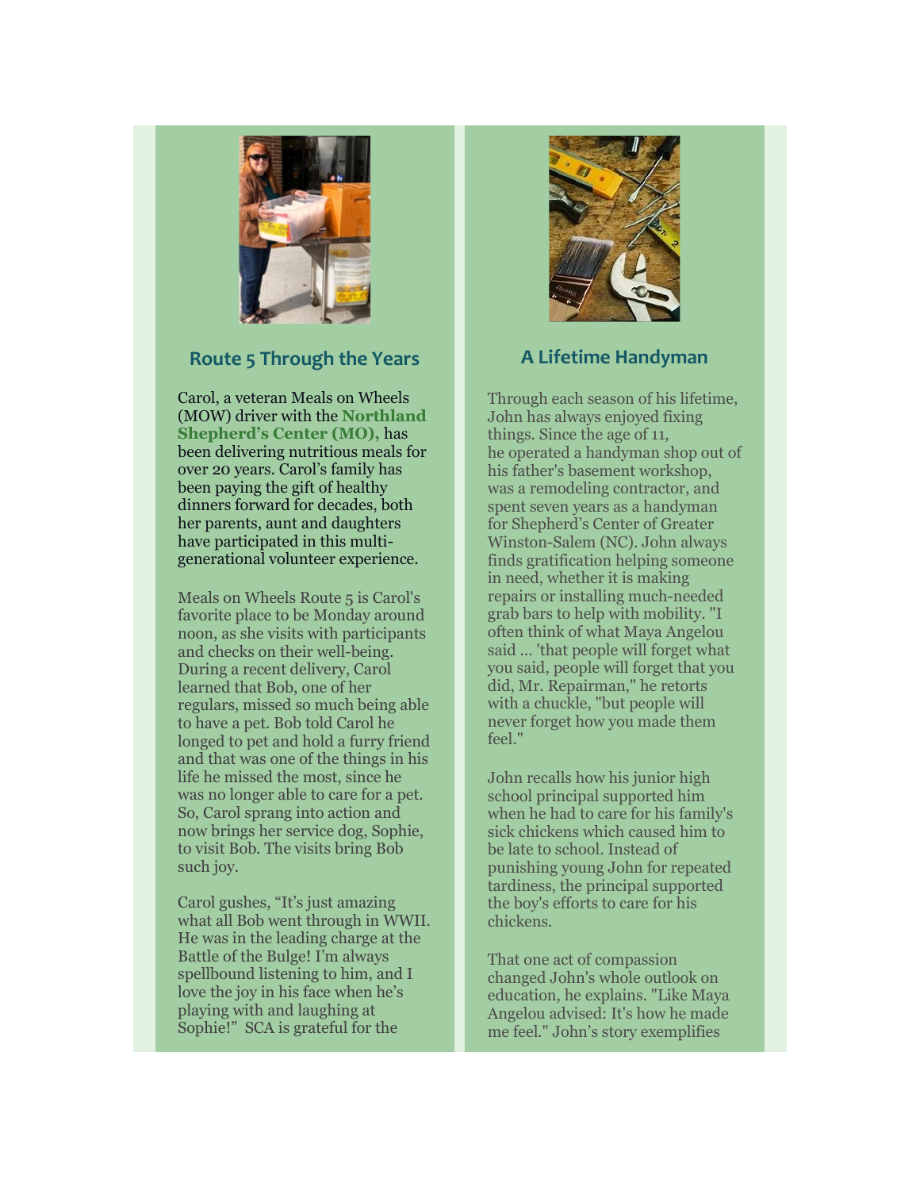## Route 5 Through the Years

Carol, a veteran Meals on Wheels (MOW) driver with the **Northland Shepherd's Center (MO),** has been delivering nutritious meals for over 20 years. Carol's family has been paying the gift of healthy dinners forward for decades, both her parents, aunt and daughters have participated in this multi-generational volunteer experience.

Meals on Wheels Route 5 is Carol's favorite place to be Monday around noon, as she visits with participants and checks on their well-being. During a recent delivery, Carol learned that Bob, one of her regulars, missed so much being able to have a pet. Bob told Carol he longed to pet and hold a furry friend and that was one of the things in his life he missed the most, since he was no longer able to care for a pet. So, Carol sprang into action and now brings her service dog, Sophie, to visit Bob. The visits bring Bob such joy.

Carol gushes, "It's just amazing what all Bob went through in WWII. He was in the leading charge at the Battle of the Bulge! I'm always spellbound listening to him, and I love the joy in his face when he's playing with and laughing at Sophie!" SCA is grateful for the

## A Lifetime Handyman

Through each season of his lifetime, John has always enjoyed fixing things. Since the age of 11, he operated a handyman shop out of his father's basement workshop, was a remodeling contractor, and spent seven years as a handyman for Shepherd's Center of Greater Winston-Salem (NC). John always finds gratification helping someone in need, whether it is making repairs or installing much-needed grab bars to help with mobility. "I often think of what Maya Angelou said ... 'that people will forget what you said, people will forget that you did, Mr. Repairman," he retorts with a chuckle, "but people will never forget how you made them feel."

John recalls how his junior high school principal supported him when he had to care for his family's sick chickens which caused him to be late to school. Instead of punishing young John for repeated tardiness, the principal supported the boy's efforts to care for his chickens.

That one act of compassion changed John's whole outlook on education, he explains. "Like Maya Angelou advised: It's how he made me feel." John's story exemplifies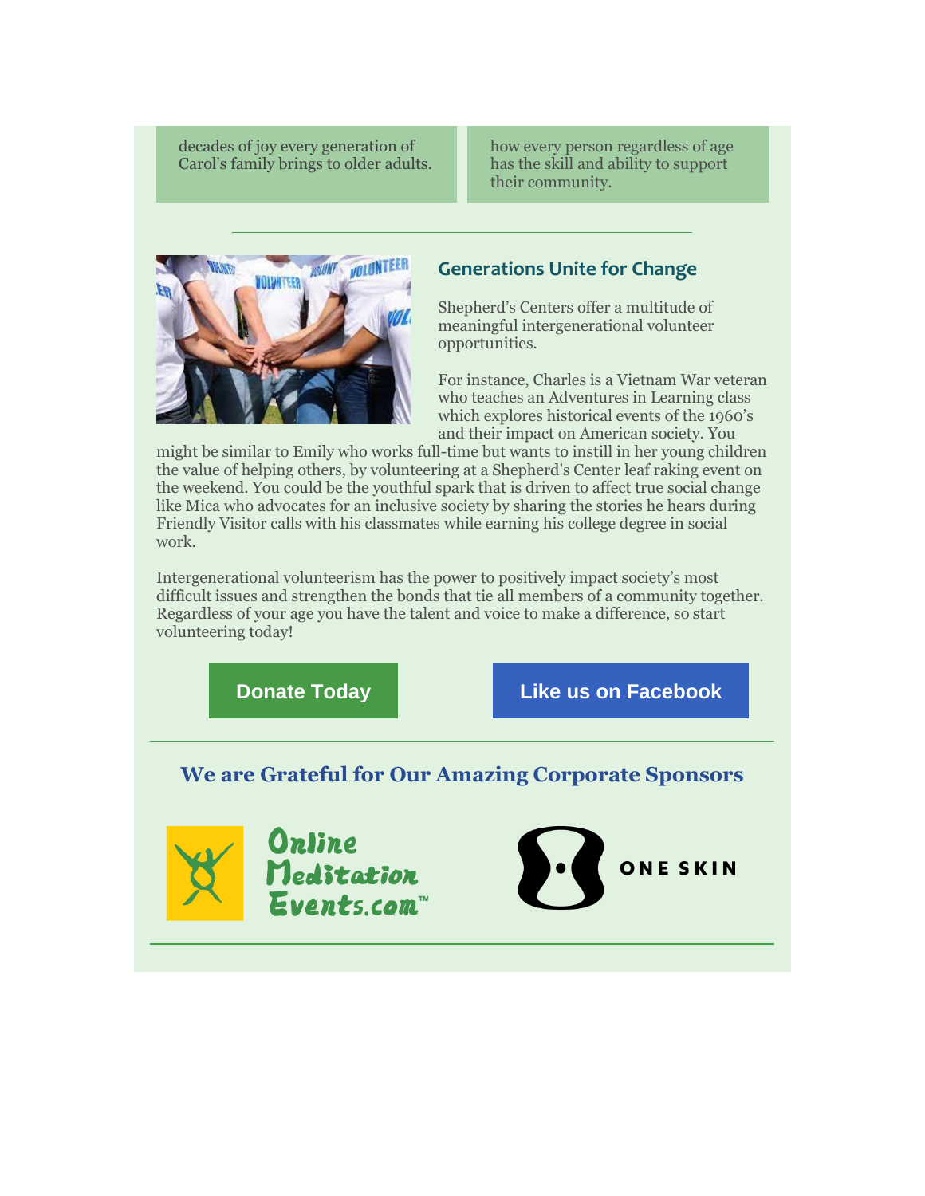decades of joy every generation of Carol's family brings to older adults.

how every person regardless of age has the skill and ability to support their community.

---

## Generations Unite for Change

Shepherd's Centers offer a multitude of meaningful intergenerational volunteer opportunities.

For instance, Charles is a Vietnam War veteran who teaches an Adventures in Learning class which explores historical events of the 1960's and their impact on American society. You might be similar to Emily who works full-time but wants to instill in her young children the value of helping others, by volunteering at a Shepherd's Center leaf raking event on the weekend. You could be the youthful spark that is driven to affect true social change like Mica who advocates for an inclusive society by sharing the stories he hears during Friendly Visitor calls with his classmates while earning his college degree in social work.

Intergenerational volunteerism has the power to positively impact society's most difficult issues and strengthen the bonds that tie all members of a community together. Regardless of your age you have the talent and voice to make a difference, so start volunteering today!

**Donate Today**

**Like us on Facebook**

---

## We are Grateful for Our Amazing Corporate Sponsors

Online Meditation Events.com™

ONE SKIN